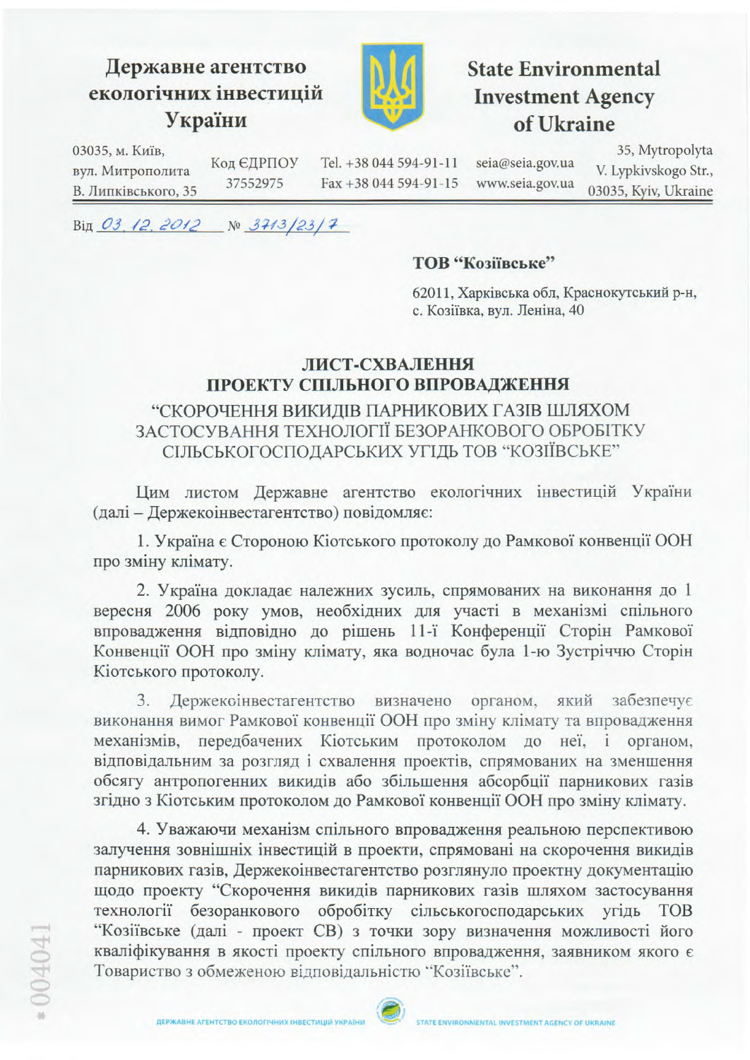**Державне агентство екологічних інвестицій України**

**State Environmental Investment Agency of Ukraine**

03035, м. Київ, вул. Митрополита В. Липківського, 35 | Код ЄДРПОУ 37552975 | Tel. +38 044 594-91-11 Fax +38 044 594-91-15 | seia@seia.gov.ua www.seia.gov.ua | 35, Mytropolyta V. Lypkivskogo Str., 03035, Kyiv, Ukraine

Від 03.12.2012 № 3713/23/7

**ТОВ "Козіївське"**

62011, Харківська обл, Краснокутський р-н, с. Козіївка, вул. Леніна, 40

## ЛИСТ-СХВАЛЕННЯ ПРОЕКТУ СПІЛЬНОГО ВПРОВАДЖЕННЯ

### "СКОРОЧЕННЯ ВИКИДІВ ПАРНИКОВИХ ГАЗІВ ШЛЯХОМ ЗАСТОСУВАННЯ ТЕХНОЛОГІЇ БЕЗОРАНКОВОГО ОБРОБІТКУ СІЛЬСЬКОГОСПОДАРСЬКИХ УГІДЬ ТОВ "КОЗІЇВСЬКЕ"

Цим листом Державне агентство екологічних інвестицій України (далі – Держекоінвестагентство) повідомляє:

1. Україна є Стороною Кіотського протоколу до Рамкової конвенції ООН про зміну клімату.

2. Україна докладає належних зусиль, спрямованих на виконання до 1 вересня 2006 року умов, необхідних для участі в механізмі спільного впровадження відповідно до рішень 11-ї Конференції Сторін Рамкової Конвенції ООН про зміну клімату, яка водночас була 1-ю Зустріччю Сторін Кіотського протоколу.

3. Держекоінвестагентство визначено органом, який забезпечує виконання вимог Рамкової конвенції ООН про зміну клімату та впровадження механізмів, передбачених Кіотським протоколом до неї, і органом, відповідальним за розгляд і схвалення проектів, спрямованих на зменшення обсягу антропогенних викидів або збільшення абсорбції парникових газів згідно з Кіотським протоколом до Рамкової конвенції ООН про зміну клімату.

4. Уважаючи механізм спільного впровадження реальною перспективою залучення зовнішніх інвестицій в проекти, спрямовані на скорочення викидів парникових газів, Держекоінвестагентство розглянуло проектну документацію щодо проекту "Скорочення викидів парникових газів шляхом застосування технології безоранкового обробітку сільськогосподарських угідь ТОВ "Козіївське (далі - проект СВ) з точки зору визначення можливості його кваліфікування в якості проекту спільного впровадження, заявником якого є Товариство з обмеженою відповідальністю "Козіївське".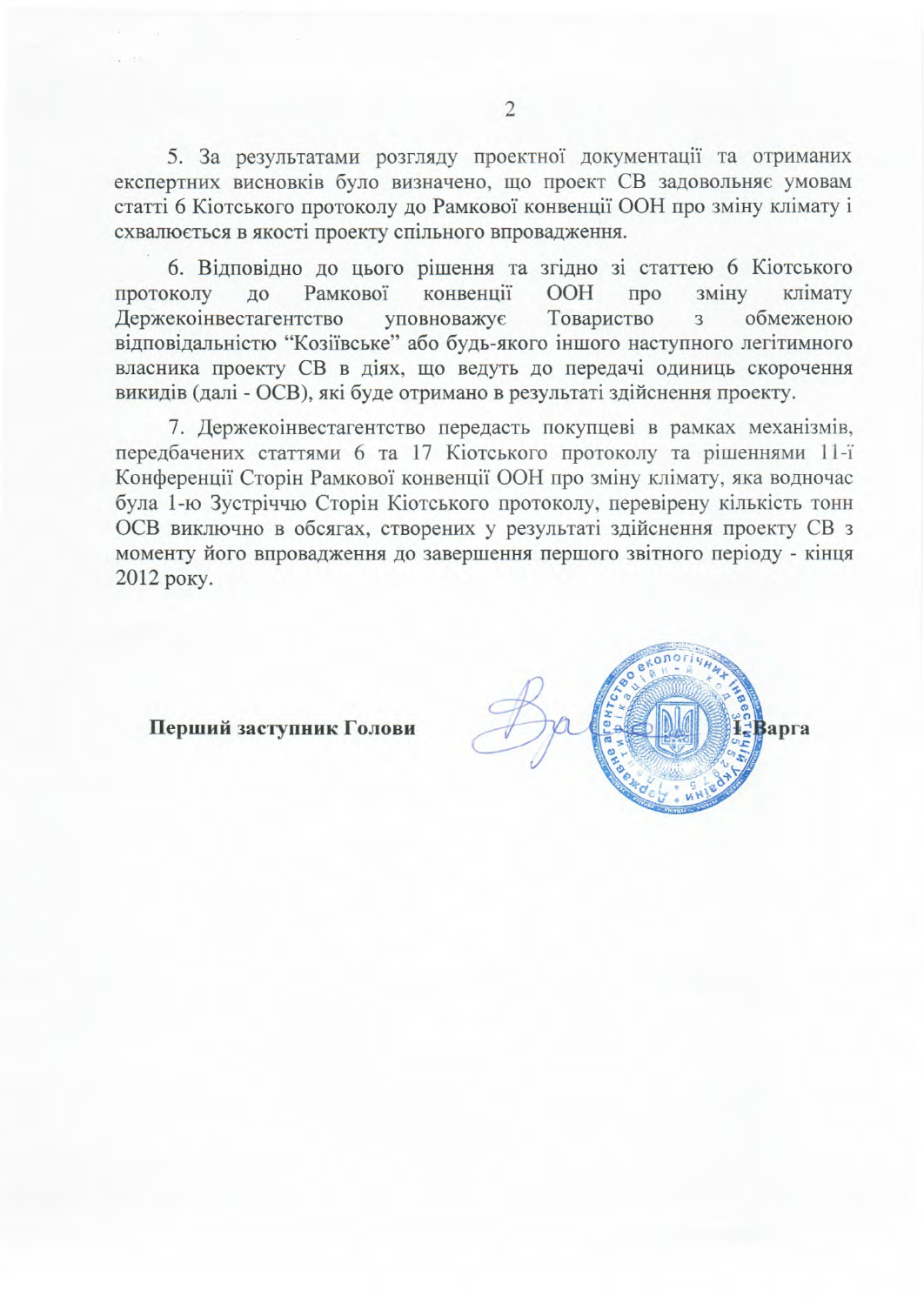5. За результатами розгляду проектної документації та отриманих експертних висновків було визначено, що проект СВ задовольняє умовам статті 6 Кіотського протоколу до Рамкової конвенції ООН про зміну клімату і схвалюється в якості проекту спільного впровадження.

6. Відповідно до цього рішення та згідно зі статтею 6 Кіотського протоколу до Рамкової конвенції ООН про зміну клімату Держекоінвестагентство уповноважує Товариство з обмеженою відповідальністю "Козіївське" або будь-якого іншого наступного легітимного власника проекту СВ в діях, що ведуть до передачі одиниць скорочення викидів (далі - ОСВ), які буде отримано в результаті здійснення проекту.

7. Держекоінвестагентство передасть покупцеві в рамках механізмів, передбачених статтями 6 та 17 Кіотського протоколу та рішеннями 11-ї Конференції Сторін Рамкової конвенції ООН про зміну клімату, яка водночас була 1-ю Зустріччю Сторін Кіотського протоколу, перевірену кількість тонн ОСВ виключно в обсягах, створених у результаті здійснення проекту СВ з моменту його впровадження до завершення першого звітного періоду - кінця 2012 року.

**Перший заступник Голови** І. Варга